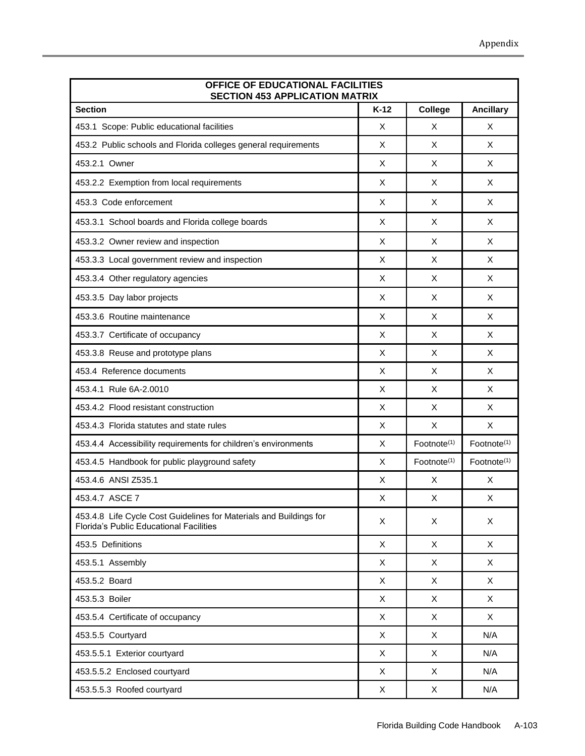| OFFICE OF EDUCATIONAL FACILITIES SECTION 453 APPLICATION MATRIX | | | |
|---|---|---|---|
| **Section** | **K-12** | **College** | **Ancillary** |
| 453.1 Scope: Public educational facilities | X | X | X |
| 453.2 Public schools and Florida colleges general requirements | X | X | X |
| 453.2.1 Owner | X | X | X |
| 453.2.2 Exemption from local requirements | X | X | X |
| 453.3 Code enforcement | X | X | X |
| 453.3.1 School boards and Florida college boards | X | X | X |
| 453.3.2 Owner review and inspection | X | X | X |
| 453.3.3 Local government review and inspection | X | X | X |
| 453.3.4 Other regulatory agencies | X | X | X |
| 453.3.5 Day labor projects | X | X | X |
| 453.3.6 Routine maintenance | X | X | X |
| 453.3.7 Certificate of occupancy | X | X | X |
| 453.3.8 Reuse and prototype plans | X | X | X |
| 453.4 Reference documents | X | X | X |
| 453.4.1 Rule 6A-2.0010 | X | X | X |
| 453.4.2 Flood resistant construction | X | X | X |
| 453.4.3 Florida statutes and state rules | X | X | X |
| 453.4.4 Accessibility requirements for children's environments | X | Footnote[(1)] | Footnote[(1)] |
| 453.4.5 Handbook for public playground safety | X | Footnote[(1)] | Footnote[(1)] |
| 453.4.6 ANSI Z535.1 | X | X | X |
| 453.4.7 ASCE 7 | X | X | X |
| 453.4.8 Life Cycle Cost Guidelines for Materials and Buildings for Florida's Public Educational Facilities | X | X | X |
| 453.5 Definitions | X | X | X |
| 453.5.1 Assembly | X | X | X |
| 453.5.2 Board | X | X | X |
| 453.5.3 Boiler | X | X | X |
| 453.5.4 Certificate of occupancy | X | X | X |
| 453.5.5 Courtyard | X | X | N/A |
| 453.5.5.1 Exterior courtyard | X | X | N/A |
| 453.5.5.2 Enclosed courtyard | X | X | N/A |
| 453.5.5.3 Roofed courtyard | X | X | N/A |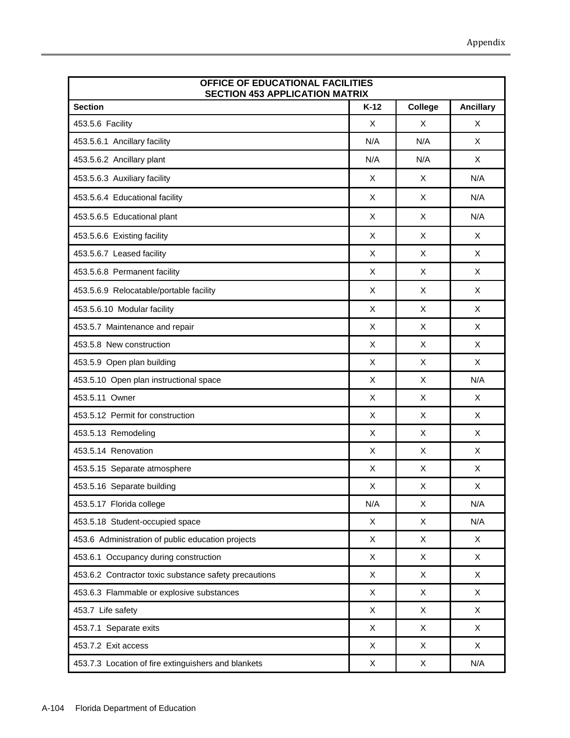| OFFICE OF EDUCATIONAL FACILITIES<br>SECTION 453 APPLICATION MATRIX | | | |
|---|---|---|---|
| **Section** | **K-12** | **College** | **Ancillary** |
| 453.5.6 Facility | X | X | X |
| 453.5.6.1 Ancillary facility | N/A | N/A | X |
| 453.5.6.2 Ancillary plant | N/A | N/A | X |
| 453.5.6.3 Auxiliary facility | X | X | N/A |
| 453.5.6.4 Educational facility | X | X | N/A |
| 453.5.6.5 Educational plant | X | X | N/A |
| 453.5.6.6 Existing facility | X | X | X |
| 453.5.6.7 Leased facility | X | X | X |
| 453.5.6.8 Permanent facility | X | X | X |
| 453.5.6.9 Relocatable/portable facility | X | X | X |
| 453.5.6.10 Modular facility | X | X | X |
| 453.5.7 Maintenance and repair | X | X | X |
| 453.5.8 New construction | X | X | X |
| 453.5.9 Open plan building | X | X | X |
| 453.5.10 Open plan instructional space | X | X | N/A |
| 453.5.11 Owner | X | X | X |
| 453.5.12 Permit for construction | X | X | X |
| 453.5.13 Remodeling | X | X | X |
| 453.5.14 Renovation | X | X | X |
| 453.5.15 Separate atmosphere | X | X | X |
| 453.5.16 Separate building | X | X | X |
| 453.5.17 Florida college | N/A | X | N/A |
| 453.5.18 Student-occupied space | X | X | N/A |
| 453.6 Administration of public education projects | X | X | X |
| 453.6.1 Occupancy during construction | X | X | X |
| 453.6.2 Contractor toxic substance safety precautions | X | X | X |
| 453.6.3 Flammable or explosive substances | X | X | X |
| 453.7 Life safety | X | X | X |
| 453.7.1 Separate exits | X | X | X |
| 453.7.2 Exit access | X | X | X |
| 453.7.3 Location of fire extinguishers and blankets | X | X | N/A |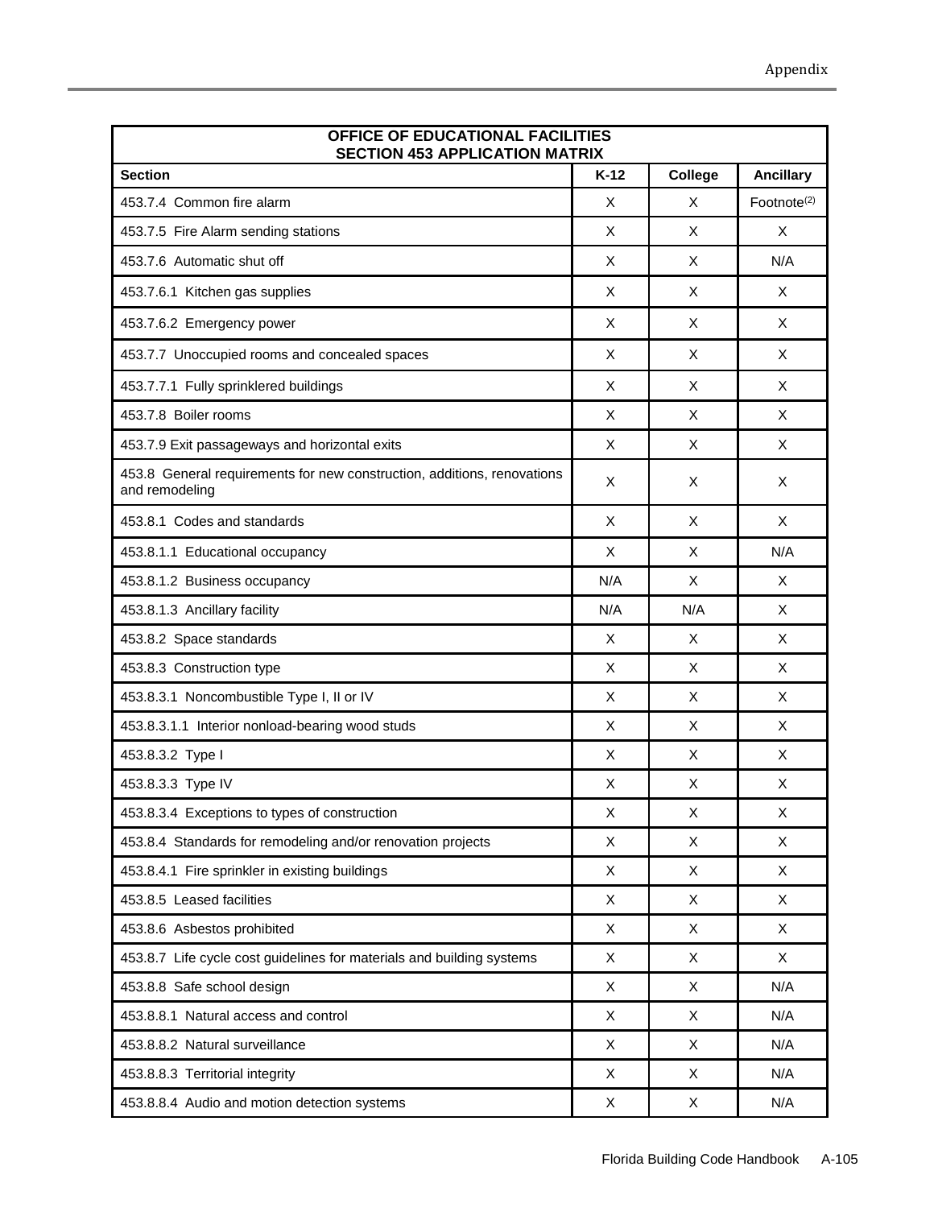| OFFICE OF EDUCATIONAL FACILITIES SECTION 453 APPLICATION MATRIX | | | |
|---|---|---|---|
| **Section** | **K-12** | **College** | **Ancillary** |
| 453.7.4 Common fire alarm | X | X | Footnote[(2)] |
| 453.7.5 Fire Alarm sending stations | X | X | X |
| 453.7.6 Automatic shut off | X | X | N/A |
| 453.7.6.1 Kitchen gas supplies | X | X | X |
| 453.7.6.2 Emergency power | X | X | X |
| 453.7.7 Unoccupied rooms and concealed spaces | X | X | X |
| 453.7.7.1 Fully sprinklered buildings | X | X | X |
| 453.7.8 Boiler rooms | X | X | X |
| 453.7.9 Exit passageways and horizontal exits | X | X | X |
| 453.8 General requirements for new construction, additions, renovations and remodeling | X | X | X |
| 453.8.1 Codes and standards | X | X | X |
| 453.8.1.1 Educational occupancy | X | X | N/A |
| 453.8.1.2 Business occupancy | N/A | X | X |
| 453.8.1.3 Ancillary facility | N/A | N/A | X |
| 453.8.2 Space standards | X | X | X |
| 453.8.3 Construction type | X | X | X |
| 453.8.3.1 Noncombustible Type I, II or IV | X | X | X |
| 453.8.3.1.1 Interior nonload-bearing wood studs | X | X | X |
| 453.8.3.2 Type I | X | X | X |
| 453.8.3.3 Type IV | X | X | X |
| 453.8.3.4 Exceptions to types of construction | X | X | X |
| 453.8.4 Standards for remodeling and/or renovation projects | X | X | X |
| 453.8.4.1 Fire sprinkler in existing buildings | X | X | X |
| 453.8.5 Leased facilities | X | X | X |
| 453.8.6 Asbestos prohibited | X | X | X |
| 453.8.7 Life cycle cost guidelines for materials and building systems | X | X | X |
| 453.8.8 Safe school design | X | X | N/A |
| 453.8.8.1 Natural access and control | X | X | N/A |
| 453.8.8.2 Natural surveillance | X | X | N/A |
| 453.8.8.3 Territorial integrity | X | X | N/A |
| 453.8.8.4 Audio and motion detection systems | X | X | N/A |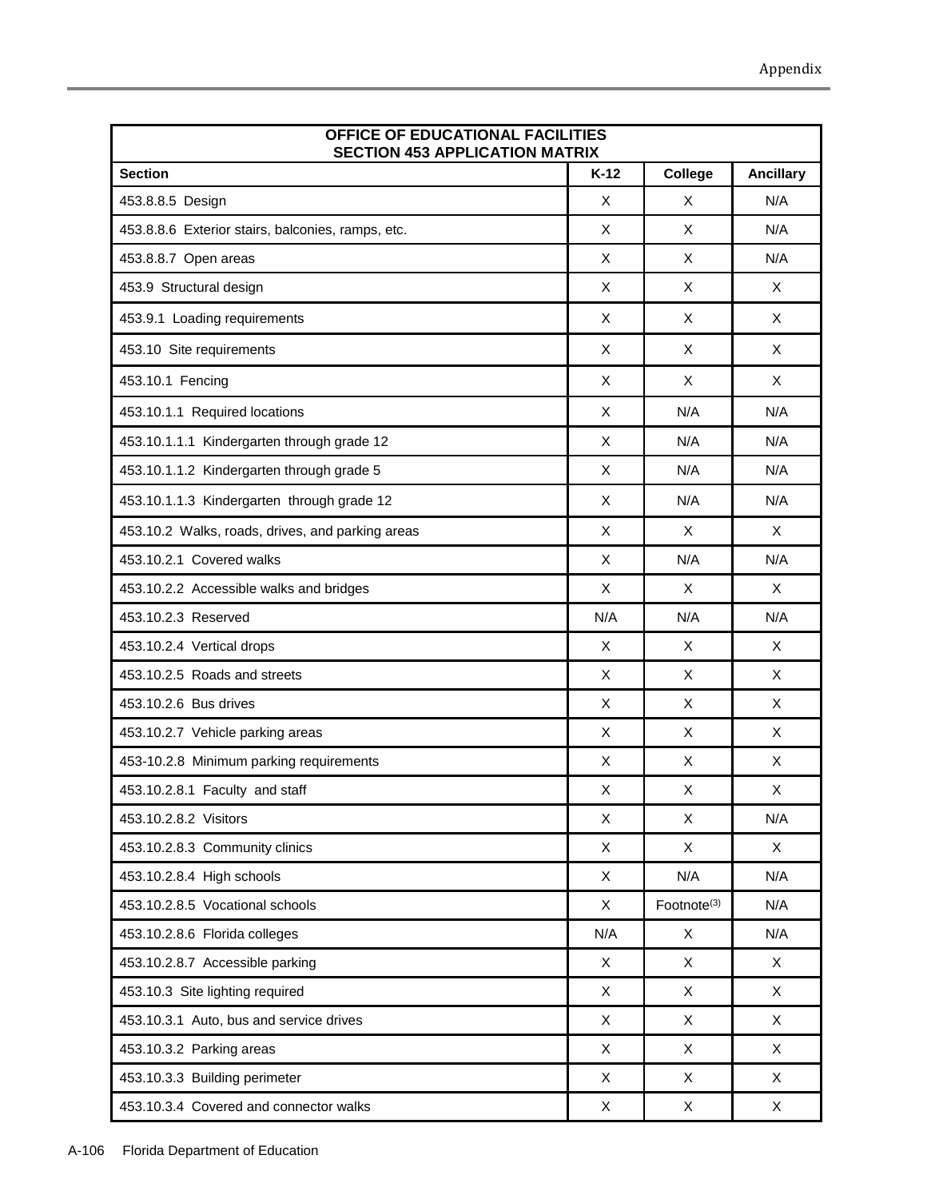| OFFICE OF EDUCATIONAL FACILITIES SECTION 453 APPLICATION MATRIX | | | |
| --- | --- | --- | --- |
| **Section** | **K-12** | **College** | **Ancillary** |
| 453.8.8.5 Design | X | X | N/A |
| 453.8.8.6 Exterior stairs, balconies, ramps, etc. | X | X | N/A |
| 453.8.8.7 Open areas | X | X | N/A |
| 453.9 Structural design | X | X | X |
| 453.9.1 Loading requirements | X | X | X |
| 453.10 Site requirements | X | X | X |
| 453.10.1 Fencing | X | X | X |
| 453.10.1.1 Required locations | X | N/A | N/A |
| 453.10.1.1.1 Kindergarten through grade 12 | X | N/A | N/A |
| 453.10.1.1.2 Kindergarten through grade 5 | X | N/A | N/A |
| 453.10.1.1.3 Kindergarten through grade 12 | X | N/A | N/A |
| 453.10.2 Walks, roads, drives, and parking areas | X | X | X |
| 453.10.2.1 Covered walks | X | N/A | N/A |
| 453.10.2.2 Accessible walks and bridges | X | X | X |
| 453.10.2.3 Reserved | N/A | N/A | N/A |
| 453.10.2.4 Vertical drops | X | X | X |
| 453.10.2.5 Roads and streets | X | X | X |
| 453.10.2.6 Bus drives | X | X | X |
| 453.10.2.7 Vehicle parking areas | X | X | X |
| 453-10.2.8 Minimum parking requirements | X | X | X |
| 453.10.2.8.1 Faculty and staff | X | X | X |
| 453.10.2.8.2 Visitors | X | X | N/A |
| 453.10.2.8.3 Community clinics | X | X | X |
| 453.10.2.8.4 High schools | X | N/A | N/A |
| 453.10.2.8.5 Vocational schools | X | Footnote[(3)] | N/A |
| 453.10.2.8.6 Florida colleges | N/A | X | N/A |
| 453.10.2.8.7 Accessible parking | X | X | X |
| 453.10.3 Site lighting required | X | X | X |
| 453.10.3.1 Auto, bus and service drives | X | X | X |
| 453.10.3.2 Parking areas | X | X | X |
| 453.10.3.3 Building perimeter | X | X | X |
| 453.10.3.4 Covered and connector walks | X | X | X |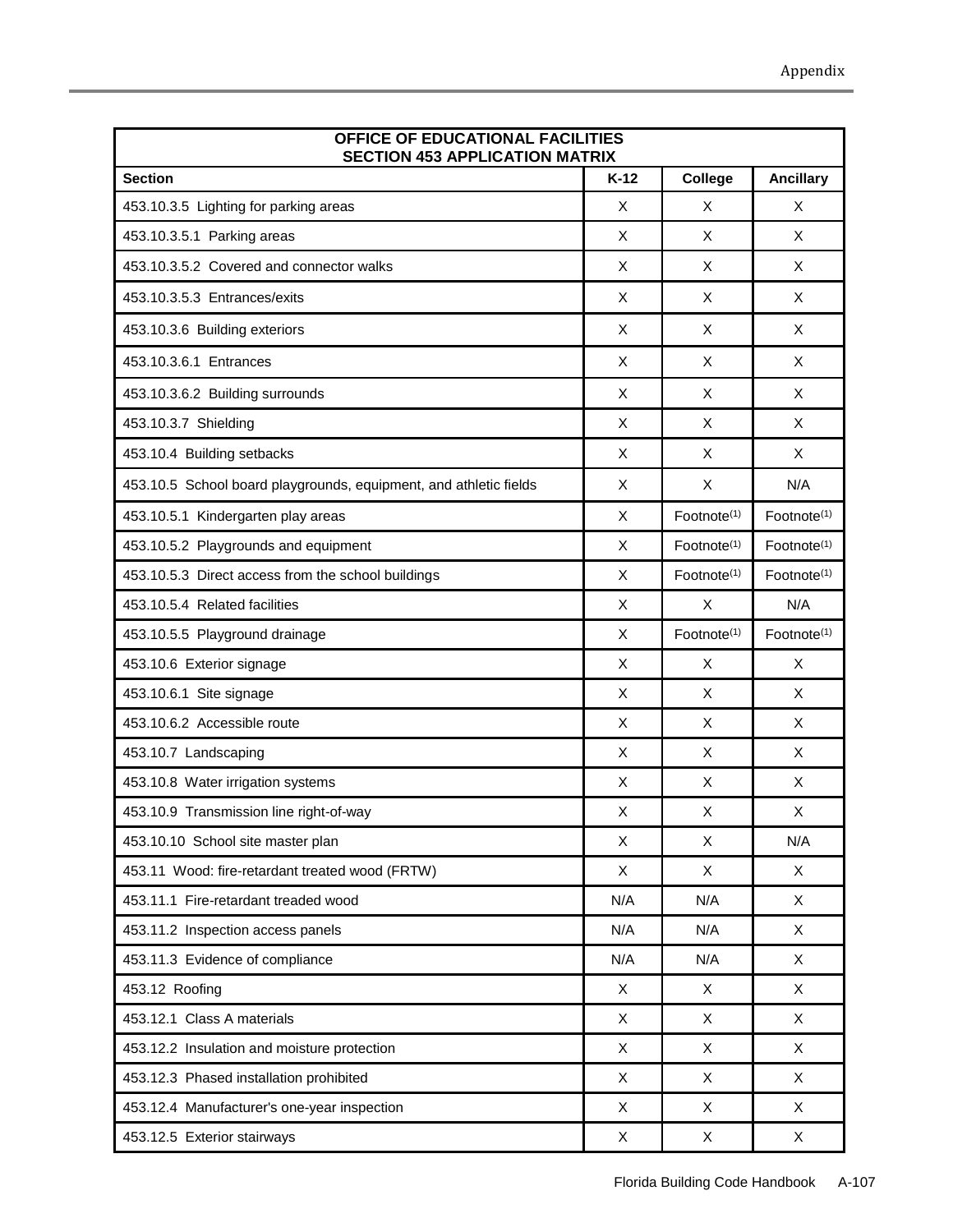| OFFICE OF EDUCATIONAL FACILITIES SECTION 453 APPLICATION MATRIX | | | |
|---|---|---|---|
| **Section** | **K-12** | **College** | **Ancillary** |
| 453.10.3.5 Lighting for parking areas | X | X | X |
| 453.10.3.5.1 Parking areas | X | X | X |
| 453.10.3.5.2 Covered and connector walks | X | X | X |
| 453.10.3.5.3 Entrances/exits | X | X | X |
| 453.10.3.6 Building exteriors | X | X | X |
| 453.10.3.6.1 Entrances | X | X | X |
| 453.10.3.6.2 Building surrounds | X | X | X |
| 453.10.3.7 Shielding | X | X | X |
| 453.10.4 Building setbacks | X | X | X |
| 453.10.5 School board playgrounds, equipment, and athletic fields | X | X | N/A |
| 453.10.5.1 Kindergarten play areas | X | Footnote(1) | Footnote(1) |
| 453.10.5.2 Playgrounds and equipment | X | Footnote(1) | Footnote(1) |
| 453.10.5.3 Direct access from the school buildings | X | Footnote(1) | Footnote(1) |
| 453.10.5.4 Related facilities | X | X | N/A |
| 453.10.5.5 Playground drainage | X | Footnote(1) | Footnote(1) |
| 453.10.6 Exterior signage | X | X | X |
| 453.10.6.1 Site signage | X | X | X |
| 453.10.6.2 Accessible route | X | X | X |
| 453.10.7 Landscaping | X | X | X |
| 453.10.8 Water irrigation systems | X | X | X |
| 453.10.9 Transmission line right-of-way | X | X | X |
| 453.10.10 School site master plan | X | X | N/A |
| 453.11 Wood: fire-retardant treated wood (FRTW) | X | X | X |
| 453.11.1 Fire-retardant treaded wood | N/A | N/A | X |
| 453.11.2 Inspection access panels | N/A | N/A | X |
| 453.11.3 Evidence of compliance | N/A | N/A | X |
| 453.12 Roofing | X | X | X |
| 453.12.1 Class A materials | X | X | X |
| 453.12.2 Insulation and moisture protection | X | X | X |
| 453.12.3 Phased installation prohibited | X | X | X |
| 453.12.4 Manufacturer's one-year inspection | X | X | X |
| 453.12.5 Exterior stairways | X | X | X |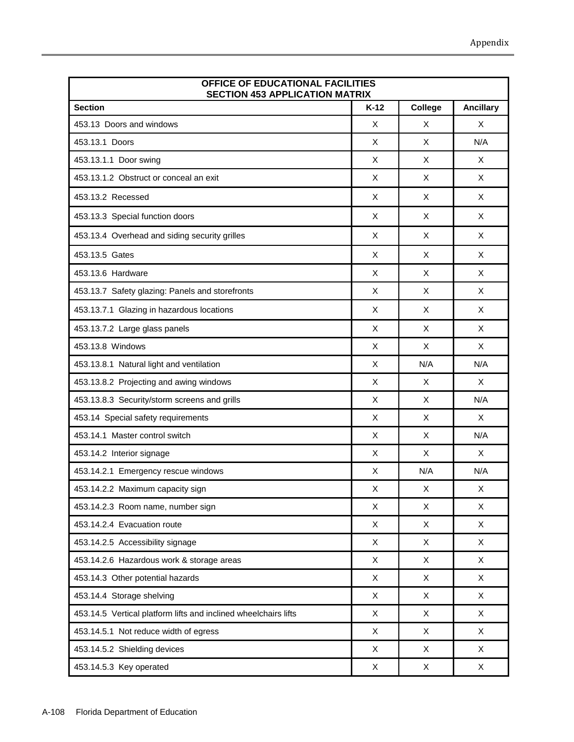| OFFICE OF EDUCATIONAL FACILITIES SECTION 453 APPLICATION MATRIX | | | |
|---|---|---|---|
| **Section** | **K-12** | **College** | **Ancillary** |
| 453.13 Doors and windows | X | X | X |
| 453.13.1 Doors | X | X | N/A |
| 453.13.1.1 Door swing | X | X | X |
| 453.13.1.2 Obstruct or conceal an exit | X | X | X |
| 453.13.2 Recessed | X | X | X |
| 453.13.3 Special function doors | X | X | X |
| 453.13.4 Overhead and siding security grilles | X | X | X |
| 453.13.5 Gates | X | X | X |
| 453.13.6 Hardware | X | X | X |
| 453.13.7 Safety glazing: Panels and storefronts | X | X | X |
| 453.13.7.1 Glazing in hazardous locations | X | X | X |
| 453.13.7.2 Large glass panels | X | X | X |
| 453.13.8 Windows | X | X | X |
| 453.13.8.1 Natural light and ventilation | X | N/A | N/A |
| 453.13.8.2 Projecting and awing windows | X | X | X |
| 453.13.8.3 Security/storm screens and grills | X | X | N/A |
| 453.14 Special safety requirements | X | X | X |
| 453.14.1 Master control switch | X | X | N/A |
| 453.14.2 Interior signage | X | X | X |
| 453.14.2.1 Emergency rescue windows | X | N/A | N/A |
| 453.14.2.2 Maximum capacity sign | X | X | X |
| 453.14.2.3 Room name, number sign | X | X | X |
| 453.14.2.4 Evacuation route | X | X | X |
| 453.14.2.5 Accessibility signage | X | X | X |
| 453.14.2.6 Hazardous work & storage areas | X | X | X |
| 453.14.3 Other potential hazards | X | X | X |
| 453.14.4 Storage shelving | X | X | X |
| 453.14.5 Vertical platform lifts and inclined wheelchairs lifts | X | X | X |
| 453.14.5.1 Not reduce width of egress | X | X | X |
| 453.14.5.2 Shielding devices | X | X | X |
| 453.14.5.3 Key operated | X | X | X |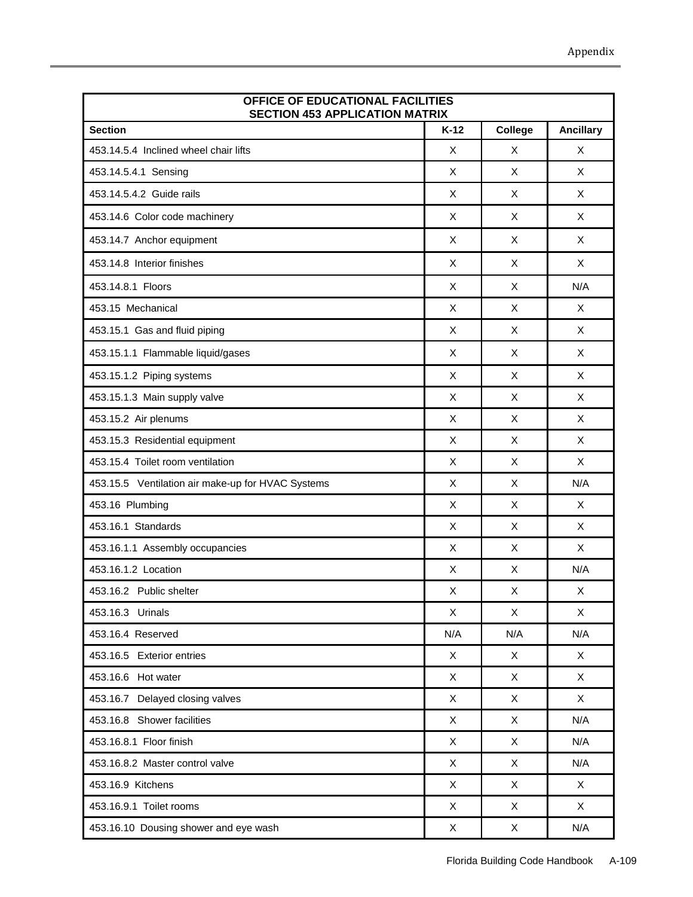| OFFICE OF EDUCATIONAL FACILITIES SECTION 453 APPLICATION MATRIX | | | |
|---|---|---|---|
| **Section** | **K-12** | **College** | **Ancillary** |
| 453.14.5.4 Inclined wheel chair lifts | X | X | X |
| 453.14.5.4.1 Sensing | X | X | X |
| 453.14.5.4.2 Guide rails | X | X | X |
| 453.14.6 Color code machinery | X | X | X |
| 453.14.7 Anchor equipment | X | X | X |
| 453.14.8 Interior finishes | X | X | X |
| 453.14.8.1 Floors | X | X | N/A |
| 453.15 Mechanical | X | X | X |
| 453.15.1 Gas and fluid piping | X | X | X |
| 453.15.1.1 Flammable liquid/gases | X | X | X |
| 453.15.1.2 Piping systems | X | X | X |
| 453.15.1.3 Main supply valve | X | X | X |
| 453.15.2 Air plenums | X | X | X |
| 453.15.3 Residential equipment | X | X | X |
| 453.15.4 Toilet room ventilation | X | X | X |
| 453.15.5 Ventilation air make-up for HVAC Systems | X | X | N/A |
| 453.16 Plumbing | X | X | X |
| 453.16.1 Standards | X | X | X |
| 453.16.1.1 Assembly occupancies | X | X | X |
| 453.16.1.2 Location | X | X | N/A |
| 453.16.2 Public shelter | X | X | X |
| 453.16.3 Urinals | X | X | X |
| 453.16.4 Reserved | N/A | N/A | N/A |
| 453.16.5 Exterior entries | X | X | X |
| 453.16.6 Hot water | X | X | X |
| 453.16.7 Delayed closing valves | X | X | X |
| 453.16.8 Shower facilities | X | X | N/A |
| 453.16.8.1 Floor finish | X | X | N/A |
| 453.16.8.2 Master control valve | X | X | N/A |
| 453.16.9 Kitchens | X | X | X |
| 453.16.9.1 Toilet rooms | X | X | X |
| 453.16.10 Dousing shower and eye wash | X | X | N/A |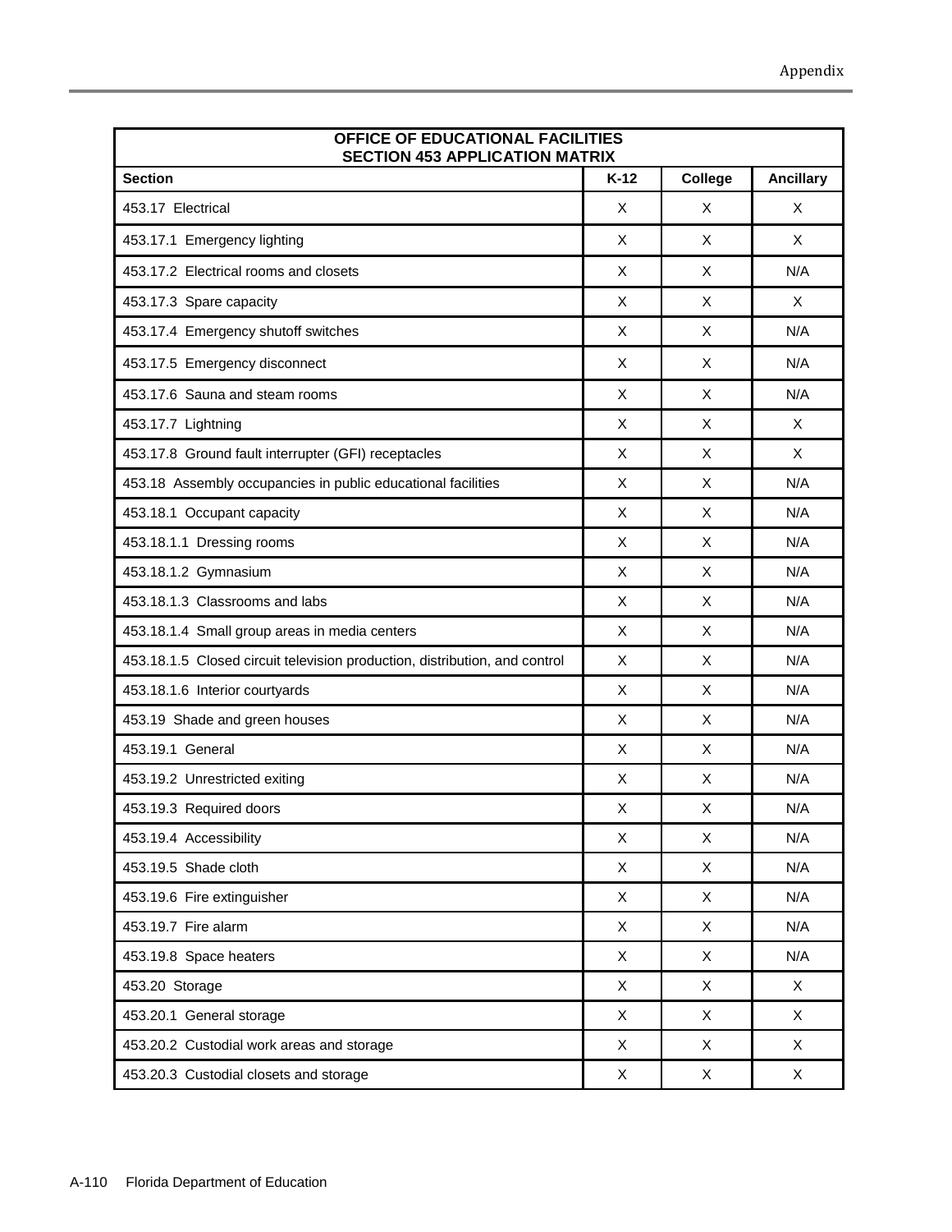| OFFICE OF EDUCATIONAL FACILITIES SECTION 453 APPLICATION MATRIX | | | |
|---|---|---|---|
| **Section** | **K-12** | **College** | **Ancillary** |
| 453.17 Electrical | X | X | X |
| 453.17.1 Emergency lighting | X | X | X |
| 453.17.2 Electrical rooms and closets | X | X | N/A |
| 453.17.3 Spare capacity | X | X | X |
| 453.17.4 Emergency shutoff switches | X | X | N/A |
| 453.17.5 Emergency disconnect | X | X | N/A |
| 453.17.6 Sauna and steam rooms | X | X | N/A |
| 453.17.7 Lightning | X | X | X |
| 453.17.8 Ground fault interrupter (GFI) receptacles | X | X | X |
| 453.18 Assembly occupancies in public educational facilities | X | X | N/A |
| 453.18.1 Occupant capacity | X | X | N/A |
| 453.18.1.1 Dressing rooms | X | X | N/A |
| 453.18.1.2 Gymnasium | X | X | N/A |
| 453.18.1.3 Classrooms and labs | X | X | N/A |
| 453.18.1.4 Small group areas in media centers | X | X | N/A |
| 453.18.1.5 Closed circuit television production, distribution, and control | X | X | N/A |
| 453.18.1.6 Interior courtyards | X | X | N/A |
| 453.19 Shade and green houses | X | X | N/A |
| 453.19.1 General | X | X | N/A |
| 453.19.2 Unrestricted exiting | X | X | N/A |
| 453.19.3 Required doors | X | X | N/A |
| 453.19.4 Accessibility | X | X | N/A |
| 453.19.5 Shade cloth | X | X | N/A |
| 453.19.6 Fire extinguisher | X | X | N/A |
| 453.19.7 Fire alarm | X | X | N/A |
| 453.19.8 Space heaters | X | X | N/A |
| 453.20 Storage | X | X | X |
| 453.20.1 General storage | X | X | X |
| 453.20.2 Custodial work areas and storage | X | X | X |
| 453.20.3 Custodial closets and storage | X | X | X |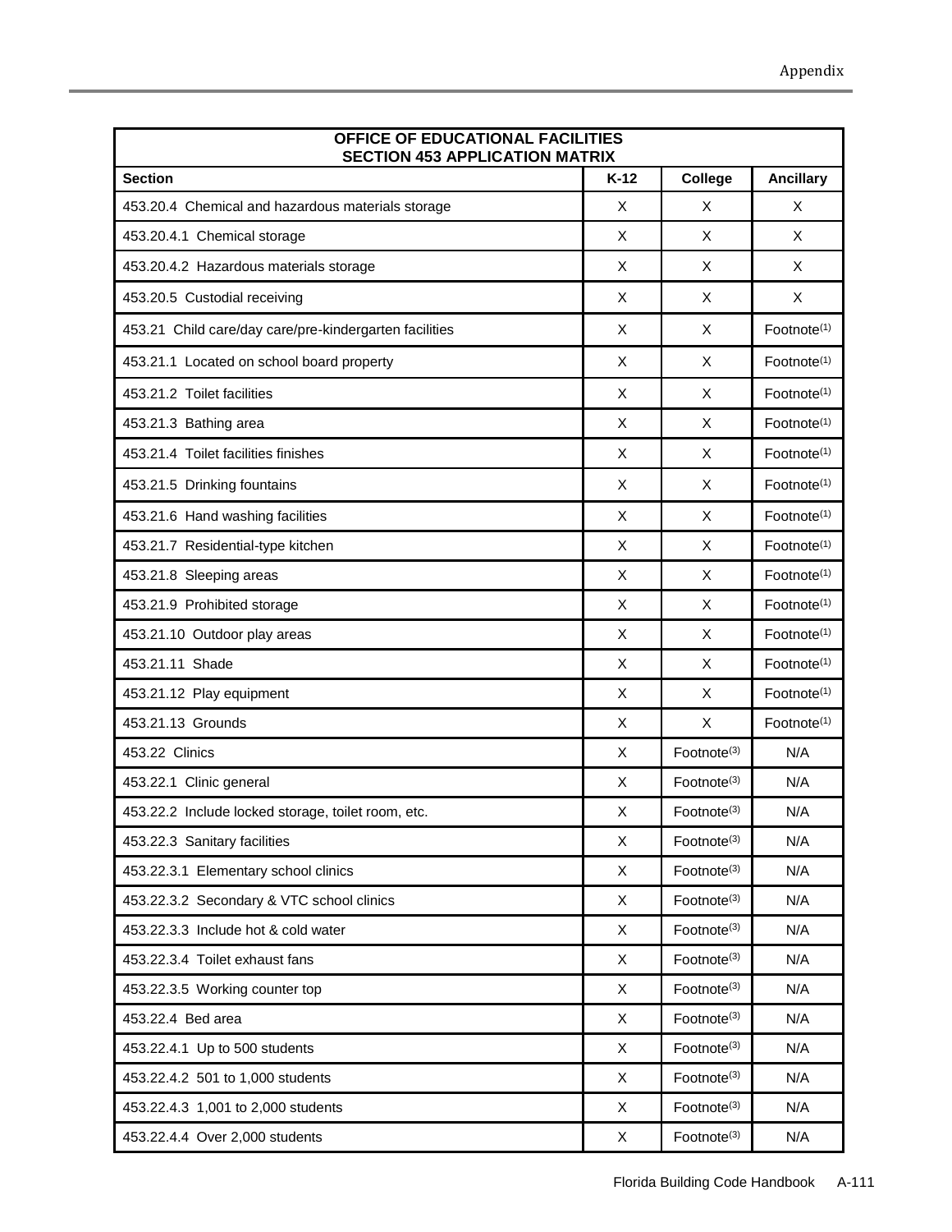| OFFICE OF EDUCATIONAL FACILITIES SECTION 453 APPLICATION MATRIX | | | |
|---|---|---|---|
| **Section** | **K-12** | **College** | **Ancillary** |
| 453.20.4 Chemical and hazardous materials storage | X | X | X |
| 453.20.4.1 Chemical storage | X | X | X |
| 453.20.4.2 Hazardous materials storage | X | X | X |
| 453.20.5 Custodial receiving | X | X | X |
| 453.21 Child care/day care/pre-kindergarten facilities | X | X | Footnote[1] |
| 453.21.1 Located on school board property | X | X | Footnote[1] |
| 453.21.2 Toilet facilities | X | X | Footnote[1] |
| 453.21.3 Bathing area | X | X | Footnote[1] |
| 453.21.4 Toilet facilities finishes | X | X | Footnote[1] |
| 453.21.5 Drinking fountains | X | X | Footnote[1] |
| 453.21.6 Hand washing facilities | X | X | Footnote[1] |
| 453.21.7 Residential-type kitchen | X | X | Footnote[1] |
| 453.21.8 Sleeping areas | X | X | Footnote[1] |
| 453.21.9 Prohibited storage | X | X | Footnote[1] |
| 453.21.10 Outdoor play areas | X | X | Footnote[1] |
| 453.21.11 Shade | X | X | Footnote[1] |
| 453.21.12 Play equipment | X | X | Footnote[1] |
| 453.21.13 Grounds | X | X | Footnote[1] |
| 453.22 Clinics | X | Footnote[3] | N/A |
| 453.22.1 Clinic general | X | Footnote[3] | N/A |
| 453.22.2 Include locked storage, toilet room, etc. | X | Footnote[3] | N/A |
| 453.22.3 Sanitary facilities | X | Footnote[3] | N/A |
| 453.22.3.1 Elementary school clinics | X | Footnote[3] | N/A |
| 453.22.3.2 Secondary & VTC school clinics | X | Footnote[3] | N/A |
| 453.22.3.3 Include hot & cold water | X | Footnote[3] | N/A |
| 453.22.3.4 Toilet exhaust fans | X | Footnote[3] | N/A |
| 453.22.3.5 Working counter top | X | Footnote[3] | N/A |
| 453.22.4 Bed area | X | Footnote[3] | N/A |
| 453.22.4.1 Up to 500 students | X | Footnote[3] | N/A |
| 453.22.4.2 501 to 1,000 students | X | Footnote[3] | N/A |
| 453.22.4.3 1,001 to 2,000 students | X | Footnote[3] | N/A |
| 453.22.4.4 Over 2,000 students | X | Footnote[3] | N/A |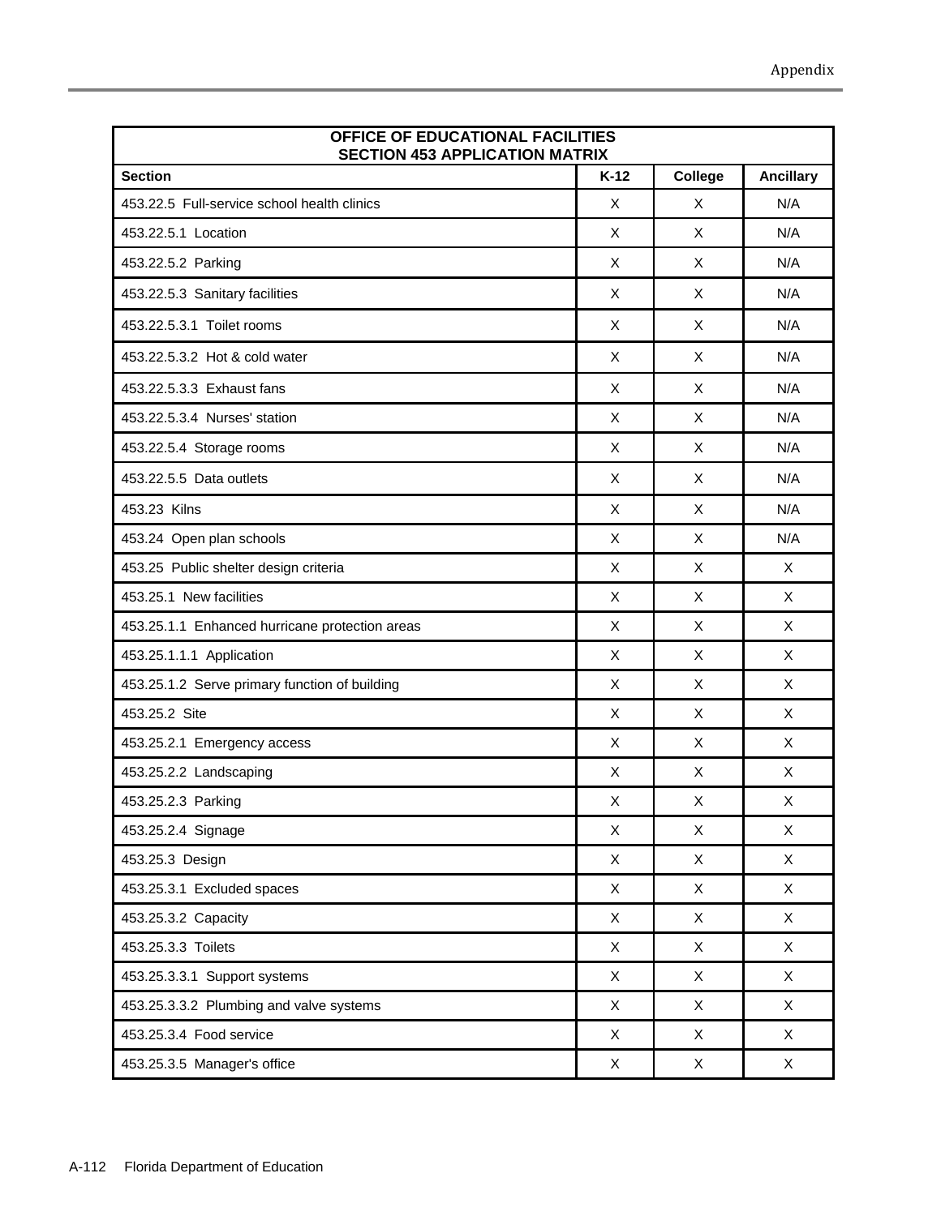| OFFICE OF EDUCATIONAL FACILITIES SECTION 453 APPLICATION MATRIX | | | |
|---|---|---|---|
| **Section** | **K-12** | **College** | **Ancillary** |
| 453.22.5 Full-service school health clinics | X | X | N/A |
| 453.22.5.1 Location | X | X | N/A |
| 453.22.5.2 Parking | X | X | N/A |
| 453.22.5.3 Sanitary facilities | X | X | N/A |
| 453.22.5.3.1 Toilet rooms | X | X | N/A |
| 453.22.5.3.2 Hot & cold water | X | X | N/A |
| 453.22.5.3.3 Exhaust fans | X | X | N/A |
| 453.22.5.3.4 Nurses' station | X | X | N/A |
| 453.22.5.4 Storage rooms | X | X | N/A |
| 453.22.5.5 Data outlets | X | X | N/A |
| 453.23 Kilns | X | X | N/A |
| 453.24 Open plan schools | X | X | N/A |
| 453.25 Public shelter design criteria | X | X | X |
| 453.25.1 New facilities | X | X | X |
| 453.25.1.1 Enhanced hurricane protection areas | X | X | X |
| 453.25.1.1.1 Application | X | X | X |
| 453.25.1.2 Serve primary function of building | X | X | X |
| 453.25.2 Site | X | X | X |
| 453.25.2.1 Emergency access | X | X | X |
| 453.25.2.2 Landscaping | X | X | X |
| 453.25.2.3 Parking | X | X | X |
| 453.25.2.4 Signage | X | X | X |
| 453.25.3 Design | X | X | X |
| 453.25.3.1 Excluded spaces | X | X | X |
| 453.25.3.2 Capacity | X | X | X |
| 453.25.3.3 Toilets | X | X | X |
| 453.25.3.3.1 Support systems | X | X | X |
| 453.25.3.3.2 Plumbing and valve systems | X | X | X |
| 453.25.3.4 Food service | X | X | X |
| 453.25.3.5 Manager's office | X | X | X |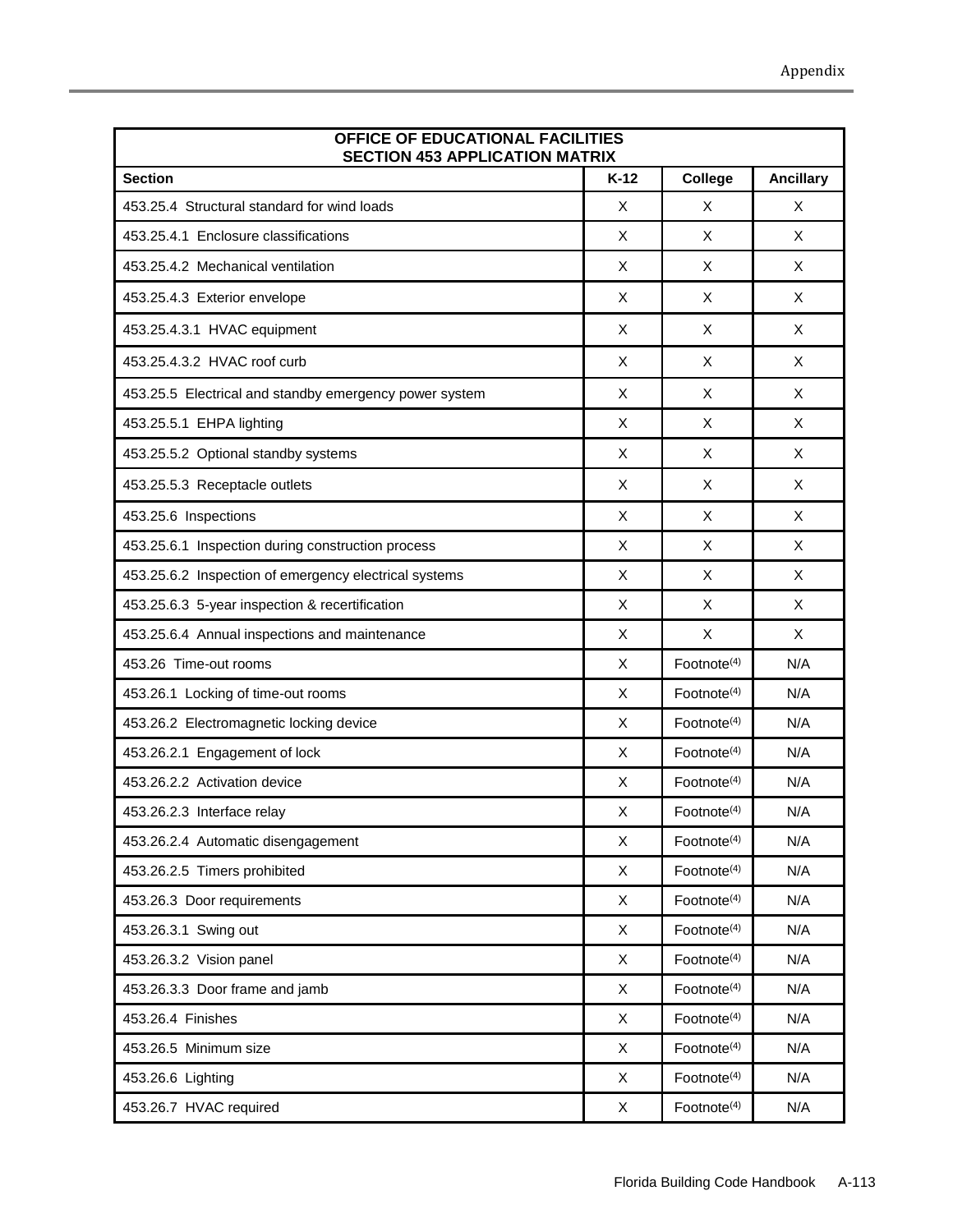| OFFICE OF EDUCATIONAL FACILITIES SECTION 453 APPLICATION MATRIX | | | |
|---|---|---|---|
| **Section** | **K-12** | **College** | **Ancillary** |
| 453.25.4 Structural standard for wind loads | X | X | X |
| 453.25.4.1 Enclosure classifications | X | X | X |
| 453.25.4.2 Mechanical ventilation | X | X | X |
| 453.25.4.3 Exterior envelope | X | X | X |
| 453.25.4.3.1 HVAC equipment | X | X | X |
| 453.25.4.3.2 HVAC roof curb | X | X | X |
| 453.25.5 Electrical and standby emergency power system | X | X | X |
| 453.25.5.1 EHPA lighting | X | X | X |
| 453.25.5.2 Optional standby systems | X | X | X |
| 453.25.5.3 Receptacle outlets | X | X | X |
| 453.25.6 Inspections | X | X | X |
| 453.25.6.1 Inspection during construction process | X | X | X |
| 453.25.6.2 Inspection of emergency electrical systems | X | X | X |
| 453.25.6.3 5-year inspection & recertification | X | X | X |
| 453.25.6.4 Annual inspections and maintenance | X | X | X |
| 453.26 Time-out rooms | X | Footnote(4) | N/A |
| 453.26.1 Locking of time-out rooms | X | Footnote(4) | N/A |
| 453.26.2 Electromagnetic locking device | X | Footnote(4) | N/A |
| 453.26.2.1 Engagement of lock | X | Footnote(4) | N/A |
| 453.26.2.2 Activation device | X | Footnote(4) | N/A |
| 453.26.2.3 Interface relay | X | Footnote(4) | N/A |
| 453.26.2.4 Automatic disengagement | X | Footnote(4) | N/A |
| 453.26.2.5 Timers prohibited | X | Footnote(4) | N/A |
| 453.26.3 Door requirements | X | Footnote(4) | N/A |
| 453.26.3.1 Swing out | X | Footnote(4) | N/A |
| 453.26.3.2 Vision panel | X | Footnote(4) | N/A |
| 453.26.3.3 Door frame and jamb | X | Footnote(4) | N/A |
| 453.26.4 Finishes | X | Footnote(4) | N/A |
| 453.26.5 Minimum size | X | Footnote(4) | N/A |
| 453.26.6 Lighting | X | Footnote(4) | N/A |
| 453.26.7 HVAC required | X | Footnote(4) | N/A |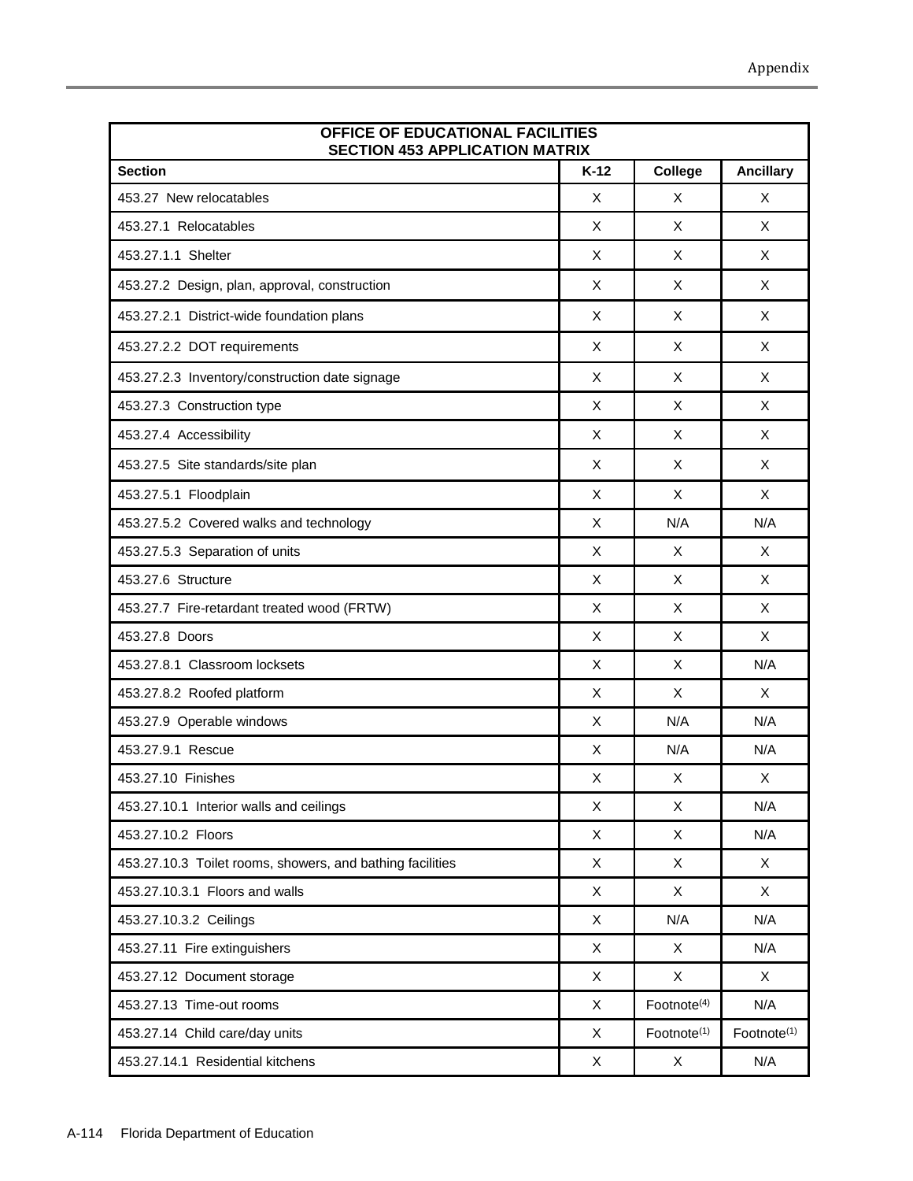| OFFICE OF EDUCATIONAL FACILITIES SECTION 453 APPLICATION MATRIX | | | |
|---|---|---|---|
| **Section** | **K-12** | **College** | **Ancillary** |
| 453.27 New relocatables | X | X | X |
| 453.27.1 Relocatables | X | X | X |
| 453.27.1.1 Shelter | X | X | X |
| 453.27.2 Design, plan, approval, construction | X | X | X |
| 453.27.2.1 District-wide foundation plans | X | X | X |
| 453.27.2.2 DOT requirements | X | X | X |
| 453.27.2.3 Inventory/construction date signage | X | X | X |
| 453.27.3 Construction type | X | X | X |
| 453.27.4 Accessibility | X | X | X |
| 453.27.5 Site standards/site plan | X | X | X |
| 453.27.5.1 Floodplain | X | X | X |
| 453.27.5.2 Covered walks and technology | X | N/A | N/A |
| 453.27.5.3 Separation of units | X | X | X |
| 453.27.6 Structure | X | X | X |
| 453.27.7 Fire-retardant treated wood (FRTW) | X | X | X |
| 453.27.8 Doors | X | X | X |
| 453.27.8.1 Classroom locksets | X | X | N/A |
| 453.27.8.2 Roofed platform | X | X | X |
| 453.27.9 Operable windows | X | N/A | N/A |
| 453.27.9.1 Rescue | X | N/A | N/A |
| 453.27.10 Finishes | X | X | X |
| 453.27.10.1 Interior walls and ceilings | X | X | N/A |
| 453.27.10.2 Floors | X | X | N/A |
| 453.27.10.3 Toilet rooms, showers, and bathing facilities | X | X | X |
| 453.27.10.3.1 Floors and walls | X | X | X |
| 453.27.10.3.2 Ceilings | X | N/A | N/A |
| 453.27.11 Fire extinguishers | X | X | N/A |
| 453.27.12 Document storage | X | X | X |
| 453.27.13 Time-out rooms | X | Footnote[4] | N/A |
| 453.27.14 Child care/day units | X | Footnote[1] | Footnote[1] |
| 453.27.14.1 Residential kitchens | X | X | N/A |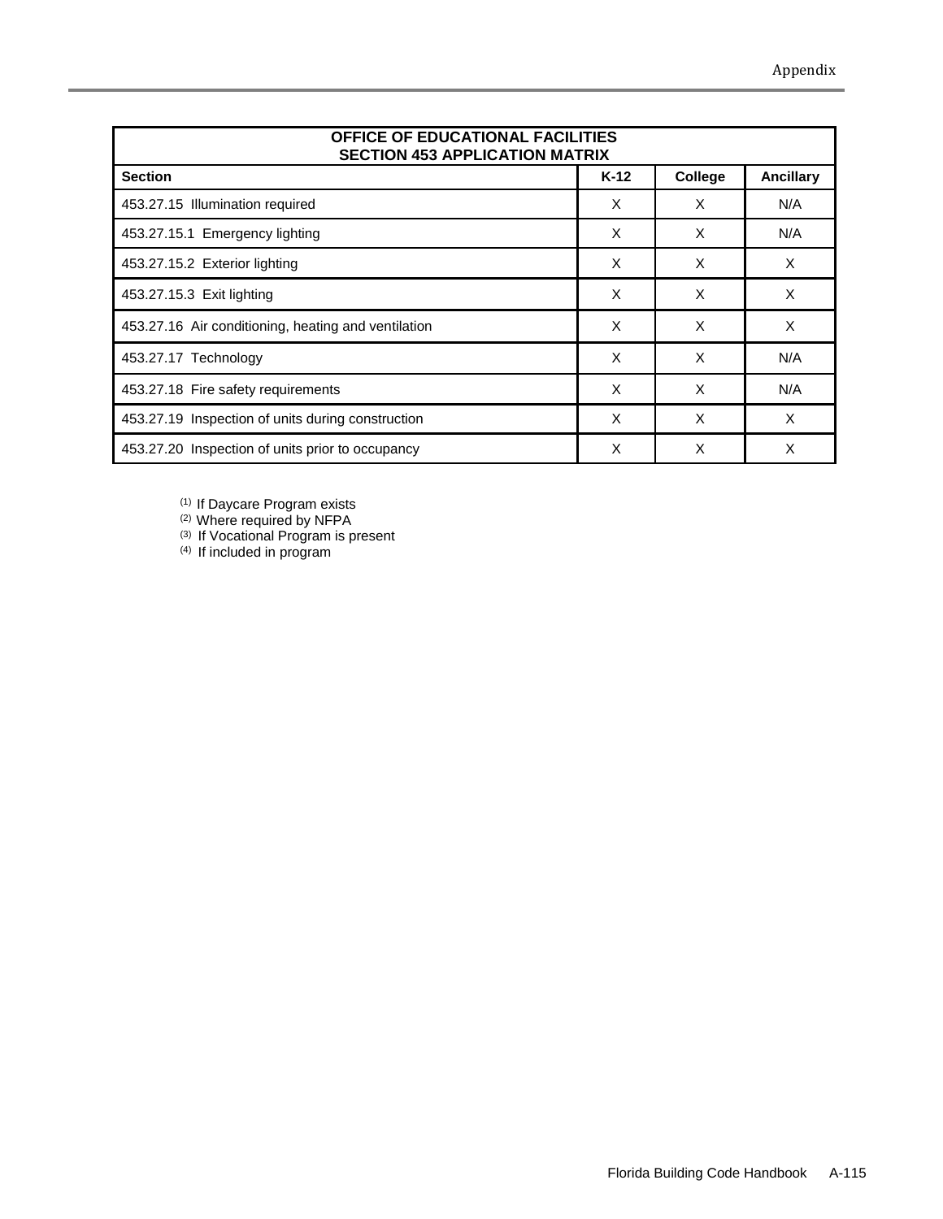| OFFICE OF EDUCATIONAL FACILITIES SECTION 453 APPLICATION MATRIX | | | |
|---|---|---|---|
| **Section** | **K-12** | **College** | **Ancillary** |
| 453.27.15 Illumination required | X | X | N/A |
| 453.27.15.1 Emergency lighting | X | X | N/A |
| 453.27.15.2 Exterior lighting | X | X | X |
| 453.27.15.3 Exit lighting | X | X | X |
| 453.27.16 Air conditioning, heating and ventilation | X | X | X |
| 453.27.17 Technology | X | X | N/A |
| 453.27.18 Fire safety requirements | X | X | N/A |
| 453.27.19 Inspection of units during construction | X | X | X |
| 453.27.20 Inspection of units prior to occupancy | X | X | X |

(1) If Daycare Program exists
(2) Where required by NFPA
(3) If Vocational Program is present
(4) If included in program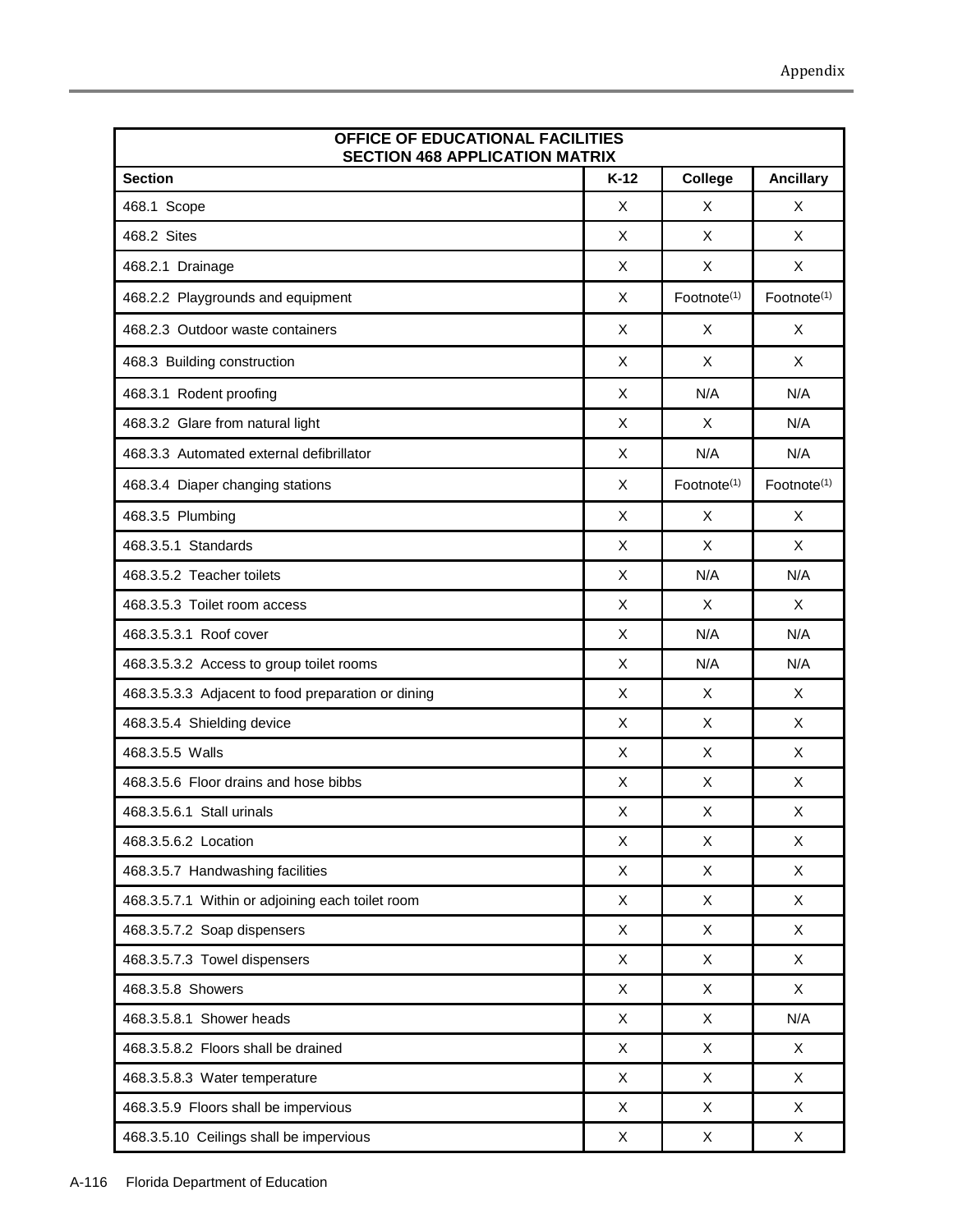| OFFICE OF EDUCATIONAL FACILITIES SECTION 468 APPLICATION MATRIX | | | |
|---|---|---|---|
| **Section** | **K-12** | **College** | **Ancillary** |
| 468.1 Scope | X | X | X |
| 468.2 Sites | X | X | X |
| 468.2.1 Drainage | X | X | X |
| 468.2.2 Playgrounds and equipment | X | Footnote(1) | Footnote(1) |
| 468.2.3 Outdoor waste containers | X | X | X |
| 468.3 Building construction | X | X | X |
| 468.3.1 Rodent proofing | X | N/A | N/A |
| 468.3.2 Glare from natural light | X | X | N/A |
| 468.3.3 Automated external defibrillator | X | N/A | N/A |
| 468.3.4 Diaper changing stations | X | Footnote(1) | Footnote(1) |
| 468.3.5 Plumbing | X | X | X |
| 468.3.5.1 Standards | X | X | X |
| 468.3.5.2 Teacher toilets | X | N/A | N/A |
| 468.3.5.3 Toilet room access | X | X | X |
| 468.3.5.3.1 Roof cover | X | N/A | N/A |
| 468.3.5.3.2 Access to group toilet rooms | X | N/A | N/A |
| 468.3.5.3.3 Adjacent to food preparation or dining | X | X | X |
| 468.3.5.4 Shielding device | X | X | X |
| 468.3.5.5 Walls | X | X | X |
| 468.3.5.6 Floor drains and hose bibbs | X | X | X |
| 468.3.5.6.1 Stall urinals | X | X | X |
| 468.3.5.6.2 Location | X | X | X |
| 468.3.5.7 Handwashing facilities | X | X | X |
| 468.3.5.7.1 Within or adjoining each toilet room | X | X | X |
| 468.3.5.7.2 Soap dispensers | X | X | X |
| 468.3.5.7.3 Towel dispensers | X | X | X |
| 468.3.5.8 Showers | X | X | X |
| 468.3.5.8.1 Shower heads | X | X | N/A |
| 468.3.5.8.2 Floors shall be drained | X | X | X |
| 468.3.5.8.3 Water temperature | X | X | X |
| 468.3.5.9 Floors shall be impervious | X | X | X |
| 468.3.5.10 Ceilings shall be impervious | X | X | X |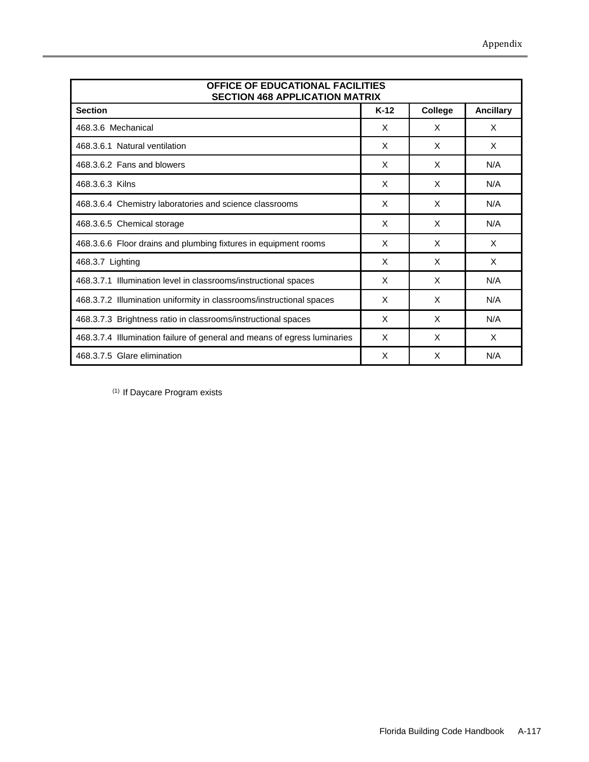| OFFICE OF EDUCATIONAL FACILITIES<br>SECTION 468 APPLICATION MATRIX | | | |
|---|---|---|---|
| **Section** | **K-12** | **College** | **Ancillary** |
| 468.3.6 Mechanical | X | X | X |
| 468.3.6.1 Natural ventilation | X | X | X |
| 468.3.6.2 Fans and blowers | X | X | N/A |
| 468.3.6.3 Kilns | X | X | N/A |
| 468.3.6.4 Chemistry laboratories and science classrooms | X | X | N/A |
| 468.3.6.5 Chemical storage | X | X | N/A |
| 468.3.6.6 Floor drains and plumbing fixtures in equipment rooms | X | X | X |
| 468.3.7 Lighting | X | X | X |
| 468.3.7.1 Illumination level in classrooms/instructional spaces | X | X | N/A |
| 468.3.7.2 Illumination uniformity in classrooms/instructional spaces | X | X | N/A |
| 468.3.7.3 Brightness ratio in classrooms/instructional spaces | X | X | N/A |
| 468.3.7.4 Illumination failure of general and means of egress luminaries | X | X | X |
| 468.3.7.5 Glare elimination | X | X | N/A |

(1) If Daycare Program exists